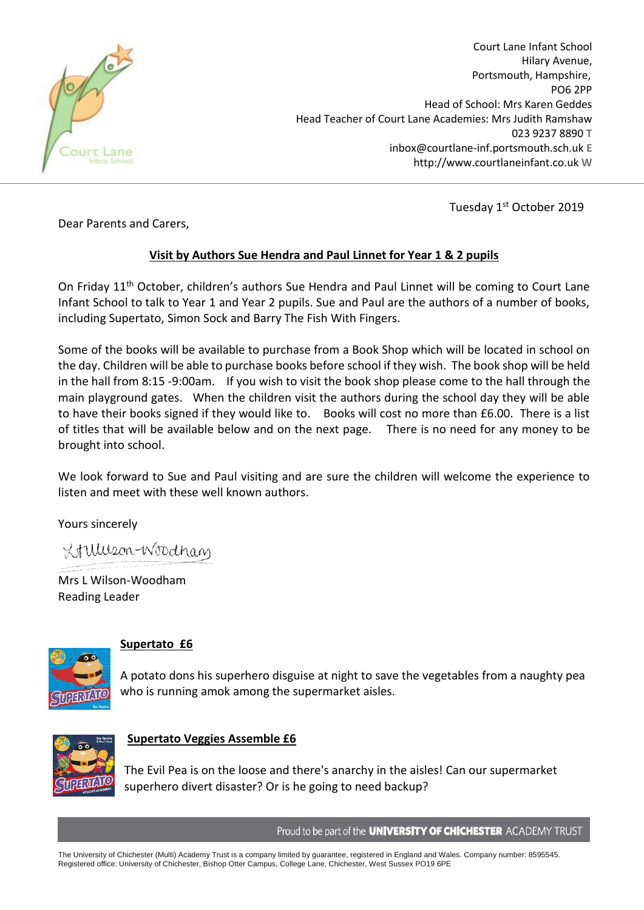Court Lane Infant School
Hilary Avenue,
Portsmouth, Hampshire,
PO6 2PP
Head of School: Mrs Karen Geddes
Head Teacher of Court Lane Academies: Mrs Judith Ramshaw
023 9237 8890 T
inbox@courtlane-inf.portsmouth.sch.uk E
http://www.courtlaneinfant.co.uk W

Tuesday 1st October 2019

Dear Parents and Carers,

## Visit by Authors Sue Hendra and Paul Linnet for Year 1 & 2 pupils

On Friday 11th October, children's authors Sue Hendra and Paul Linnet will be coming to Court Lane Infant School to talk to Year 1 and Year 2 pupils. Sue and Paul are the authors of a number of books, including Supertato, Simon Sock and Barry The Fish With Fingers.

Some of the books will be available to purchase from a Book Shop which will be located in school on the day. Children will be able to purchase books before school if they wish. The book shop will be held in the hall from 8:15 -9:00am. If you wish to visit the book shop please come to the hall through the main playground gates. When the children visit the authors during the school day they will be able to have their books signed if they would like to. Books will cost no more than £6.00. There is a list of titles that will be available below and on the next page. There is no need for any money to be brought into school.

We look forward to Sue and Paul visiting and are sure the children will welcome the experience to listen and meet with these well known authors.

Yours sincerely

L Wilson-Woodham

Mrs L Wilson-Woodham
Reading Leader

### Supertato £6

A potato dons his superhero disguise at night to save the vegetables from a naughty pea who is running amok among the supermarket aisles.

### Supertato Veggies Assemble £6

The Evil Pea is on the loose and there's anarchy in the aisles! Can our supermarket superhero divert disaster? Or is he going to need backup?

Proud to be part of the UNIVERSITY OF CHICHESTER ACADEMY TRUST

The University of Chichester (Multi) Academy Trust is a company limited by guarantee, registered in England and Wales. Company number: 8595545.
Registered office: University of Chichester, Bishop Otter Campus, College Lane, Chichester, West Sussex PO19 6PE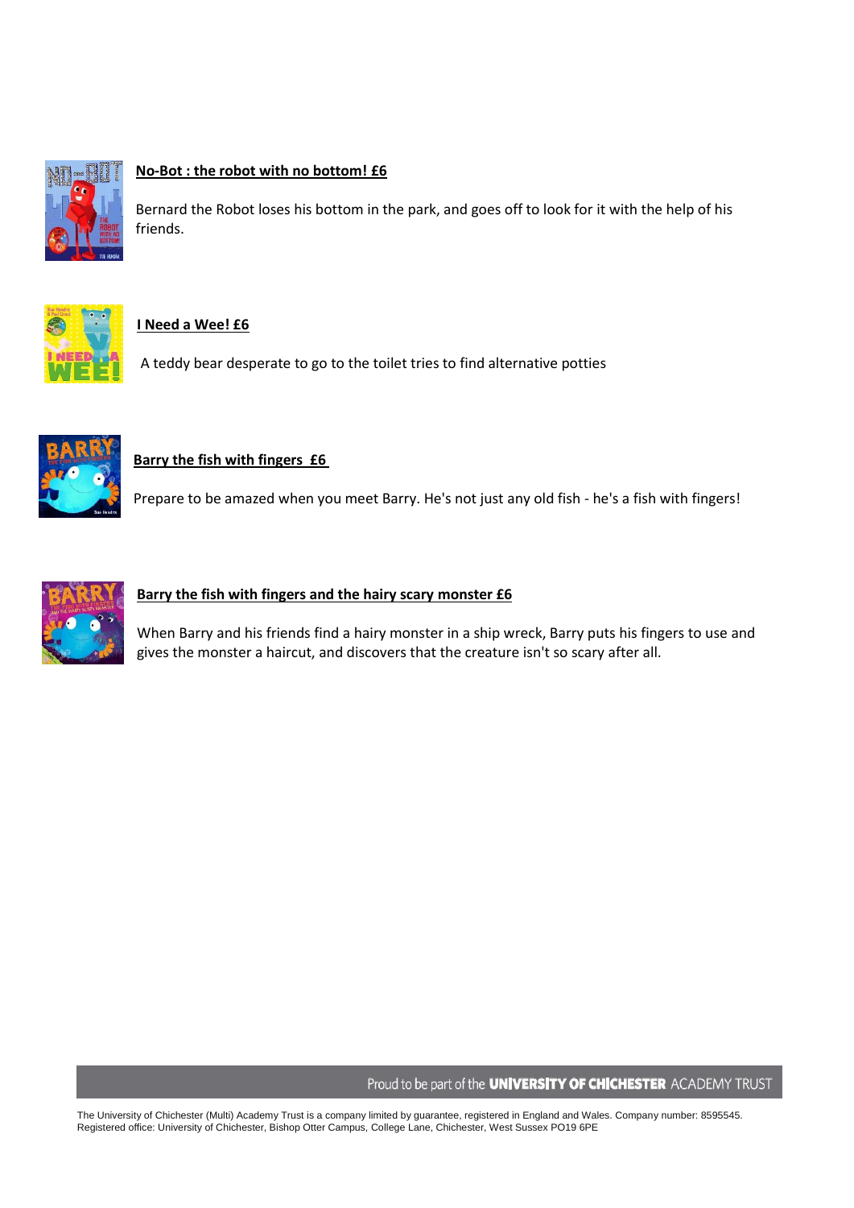**No-Bot : the robot with no bottom! £6**

Bernard the Robot loses his bottom in the park, and goes off to look for it with the help of his friends.

**I Need a Wee! £6**

A teddy bear desperate to go to the toilet tries to find alternative potties

**Barry the fish with fingers £6**

Prepare to be amazed when you meet Barry. He's not just any old fish - he's a fish with fingers!

**Barry the fish with fingers and the hairy scary monster £6**

When Barry and his friends find a hairy monster in a ship wreck, Barry puts his fingers to use and gives the monster a haircut, and discovers that the creature isn't so scary after all.

Proud to be part of the UNIVERSITY OF CHICHESTER ACADEMY TRUST

The University of Chichester (Multi) Academy Trust is a company limited by guarantee, registered in England and Wales. Company number: 8595545.
Registered office: University of Chichester, Bishop Otter Campus, College Lane, Chichester, West Sussex PO19 6PE